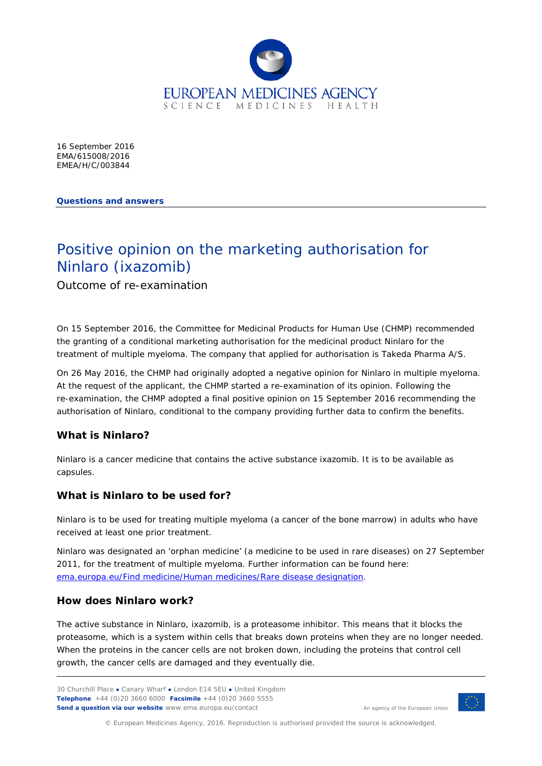16 September 2016
EMA/615008/2016
EMEA/H/C/003844

**Questions and answers**

# Positive opinion on the marketing authorisation for Ninlaro (ixazomib)

Outcome of re-examination

On 15 September 2016, the Committee for Medicinal Products for Human Use (CHMP) recommended the granting of a conditional marketing authorisation for the medicinal product Ninlaro for the treatment of multiple myeloma. The company that applied for authorisation is Takeda Pharma A/S.

On 26 May 2016, the CHMP had originally adopted a negative opinion for Ninlaro in multiple myeloma. At the request of the applicant, the CHMP started a re-examination of its opinion. Following the re-examination, the CHMP adopted a final positive opinion on 15 September 2016 recommending the authorisation of Ninlaro, conditional to the company providing further data to confirm the benefits.

## What is Ninlaro?

Ninlaro is a cancer medicine that contains the active substance ixazomib. It is to be available as capsules.

## What is Ninlaro to be used for?

Ninlaro is to be used for treating multiple myeloma (a cancer of the bone marrow) in adults who have received at least one prior treatment.

Ninlaro was designated an 'orphan medicine' (a medicine to be used in rare diseases) on 27 September 2011, for the treatment of multiple myeloma. Further information can be found here: ema.europa.eu/Find medicine/Human medicines/Rare disease designation.

## How does Ninlaro work?

The active substance in Ninlaro, ixazomib, is a proteasome inhibitor. This means that it blocks the proteasome, which is a system within cells that breaks down proteins when they are no longer needed. When the proteins in the cancer cells are not broken down, including the proteins that control cell growth, the cancer cells are damaged and they eventually die.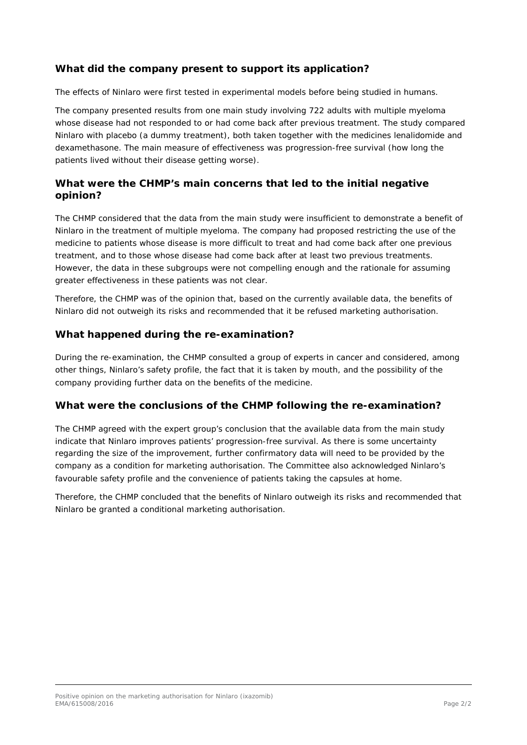## What did the company present to support its application?

The effects of Ninlaro were first tested in experimental models before being studied in humans.

The company presented results from one main study involving 722 adults with multiple myeloma whose disease had not responded to or had come back after previous treatment. The study compared Ninlaro with placebo (a dummy treatment), both taken together with the medicines lenalidomide and dexamethasone. The main measure of effectiveness was progression-free survival (how long the patients lived without their disease getting worse).

## What were the CHMP's main concerns that led to the initial negative opinion?

The CHMP considered that the data from the main study were insufficient to demonstrate a benefit of Ninlaro in the treatment of multiple myeloma. The company had proposed restricting the use of the medicine to patients whose disease is more difficult to treat and had come back after one previous treatment, and to those whose disease had come back after at least two previous treatments. However, the data in these subgroups were not compelling enough and the rationale for assuming greater effectiveness in these patients was not clear.

Therefore, the CHMP was of the opinion that, based on the currently available data, the benefits of Ninlaro did not outweigh its risks and recommended that it be refused marketing authorisation.

## What happened during the re-examination?

During the re-examination, the CHMP consulted a group of experts in cancer and considered, among other things, Ninlaro's safety profile, the fact that it is taken by mouth, and the possibility of the company providing further data on the benefits of the medicine.

## What were the conclusions of the CHMP following the re-examination?

The CHMP agreed with the expert group's conclusion that the available data from the main study indicate that Ninlaro improves patients' progression-free survival. As there is some uncertainty regarding the size of the improvement, further confirmatory data will need to be provided by the company as a condition for marketing authorisation. The Committee also acknowledged Ninlaro's favourable safety profile and the convenience of patients taking the capsules at home.

Therefore, the CHMP concluded that the benefits of Ninlaro outweigh its risks and recommended that Ninlaro be granted a conditional marketing authorisation.